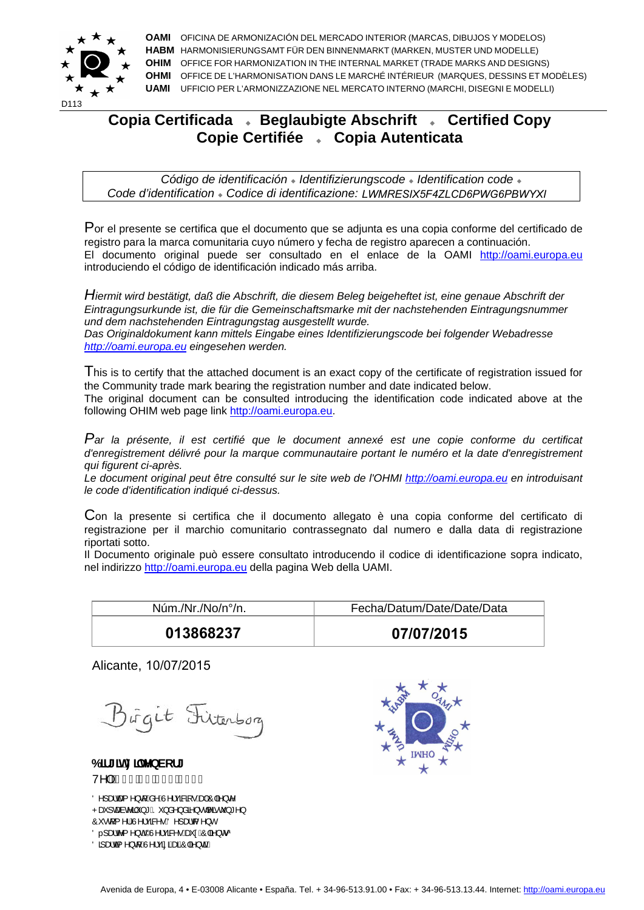**OAMI** OFICINA DE ARMONIZACIÓN DEL MERCADO INTERIOR (MARCAS, DIBUJOS Y MODELOS)
**HABM** HARMONISIERUNGSAMT FÜR DEN BINNENMARKT (MARKEN, MUSTER UND MODELLE)
**OHIM** OFFICE FOR HARMONIZATION IN THE INTERNAL MARKET (TRADE MARKS AND DESIGNS)
**OHMI** OFFICE DE L'HARMONISATION DANS LE MARCHÉ INTÉRIEUR (MARQUES, DESSINS ET MODÈLES)
**UAMI** UFFICIO PER L'ARMONIZZAZIONE NEL MERCATO INTERNO (MARCHI, DISEGNI E MODELLI)

D113

# Copia Certificada ◆ Beglaubigte Abschrift ◆ Certified Copy
# Copie Certifiée ◆ Copia Autenticata

*Código de identificación ◆ Identifizierungscode ◆ Identification code ◆ Code d'identification ◆ Codice di identificazione:* LWMRESIX5F4ZLCD6PWG6PBWYXI

Por el presente se certifica que el documento que se adjunta es una copia conforme del certificado de registro para la marca comunitaria cuyo número y fecha de registro aparecen a continuación.
El documento original puede ser consultado en el enlace de la OAMI http://oami.europa.eu introduciendo el código de identificación indicado más arriba.

*Hiermit wird bestätigt, daß die Abschrift, die diesem Beleg beigeheftet ist, eine genaue Abschrift der Eintragungsurkunde ist, die für die Gemeinschaftsmarke mit der nachstehenden Eintragungsnummer und dem nachstehenden Eintragungstag ausgestellt wurde.*
*Das Originaldokument kann mittels Eingabe eines Identifizierungscode bei folgender Webadresse http://oami.europa.eu eingesehen werden.*

This is to certify that the attached document is an exact copy of the certificate of registration issued for the Community trade mark bearing the registration number and date indicated below.
The original document can be consulted introducing the identification code indicated above at the following OHIM web page link http://oami.europa.eu.

*Par la présente, il est certifié que le document annexé est une copie conforme du certificat d'enregistrement délivré pour la marque communautaire portant le numéro et la date d'enregistrement qui figurent ci-après.*
*Le document original peut être consulté sur le site web de l'OHMI http://oami.europa.eu en introduisant le code d'identification indiqué ci-dessus.*

Con la presente si certifica che il documento allegato è una copia conforme del certificato di registrazione per il marchio comunitario contrassegnato dal numero e dalla data di registrazione riportati sotto.
Il Documento originale può essere consultato introducendo il codice di identificazione sopra indicato, nel indirizzo http://oami.europa.eu della pagina Web della UAMI.

| Núm./Nr./No/n°/n. | Fecha/Datum/Date/Date/Data |
|---|---|
| **013868237** | **07/07/2015** |

Alicante, 10/07/2015

**Birgit Filtenborg**
Tel.

Departamento de Servicios al Cliente
Hauptabteilung Kundendienstleistungen
Customer Services Department
Département Services aux Clients
Dipartimento Servizi ai Clienti

Avenida de Europa, 4 • E-03008 Alicante • España. Tel. + 34-96-513.91.00 • Fax: + 34-96-513.13.44. Internet: http://oami.europa.eu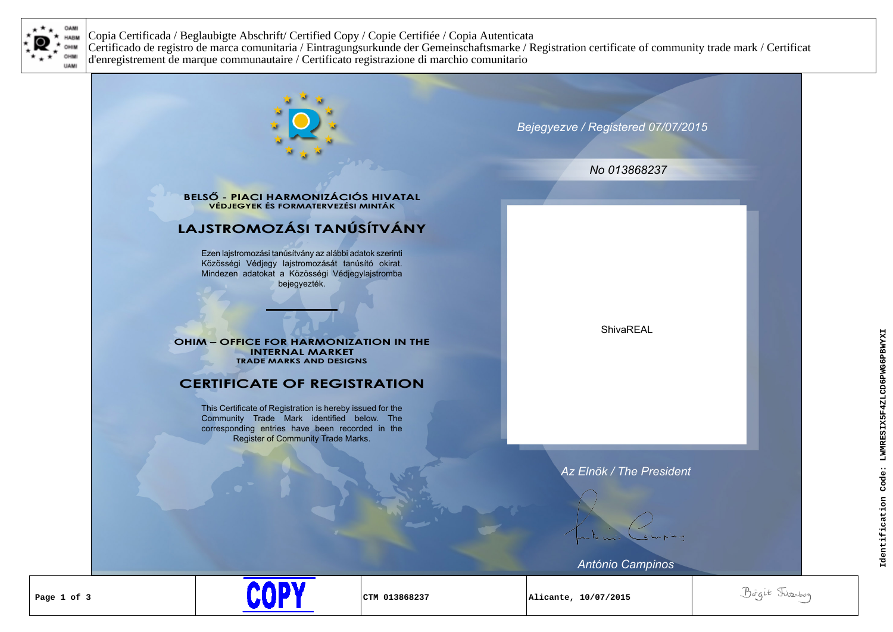Copia Certificada / Beglaubigte Abschrift/ Certified Copy / Copie Certifiée / Copia Autenticata
Certificado de registro de marca comunitaria / Eintragungsurkunde der Gemeinschaftsmarke / Registration certificate of community trade mark / Certificat d'enregistrement de marque communautaire / Certificato registrazione di marchio comunitario

*Bejegyezve / Registered 07/07/2015*

*No 013868237*

**BELSŐ - PIACI HARMONIZÁCIÓS HIVATAL**
**VÉDJEGYEK ÉS FORMATERVEZÉSI MINTÁK**

## LAJSTROMOZÁSI TANÚSÍTVÁNY

Ezen lajstromozási tanúsítvány az alábbi adatok szerinti Közösségi Védjegy lajstromozását tanúsító okirat. Mindezen adatokat a Közösségi Védjegylajstromba bejegyezték.

**OHIM – OFFICE FOR HARMONIZATION IN THE INTERNAL MARKET**
**TRADE MARKS AND DESIGNS**

## CERTIFICATE OF REGISTRATION

This Certificate of Registration is hereby issued for the Community Trade Mark identified below. The corresponding entries have been recorded in the Register of Community Trade Marks.

ShivaREAL

*Az Elnök / The President*

*António Campinos*

| COPY | CTM 013868237 | Alicante, 10/07/2015 |
|---|---|---|

Identification Code: LWMRESIX5F4ZLCD6PWG6PBWYXI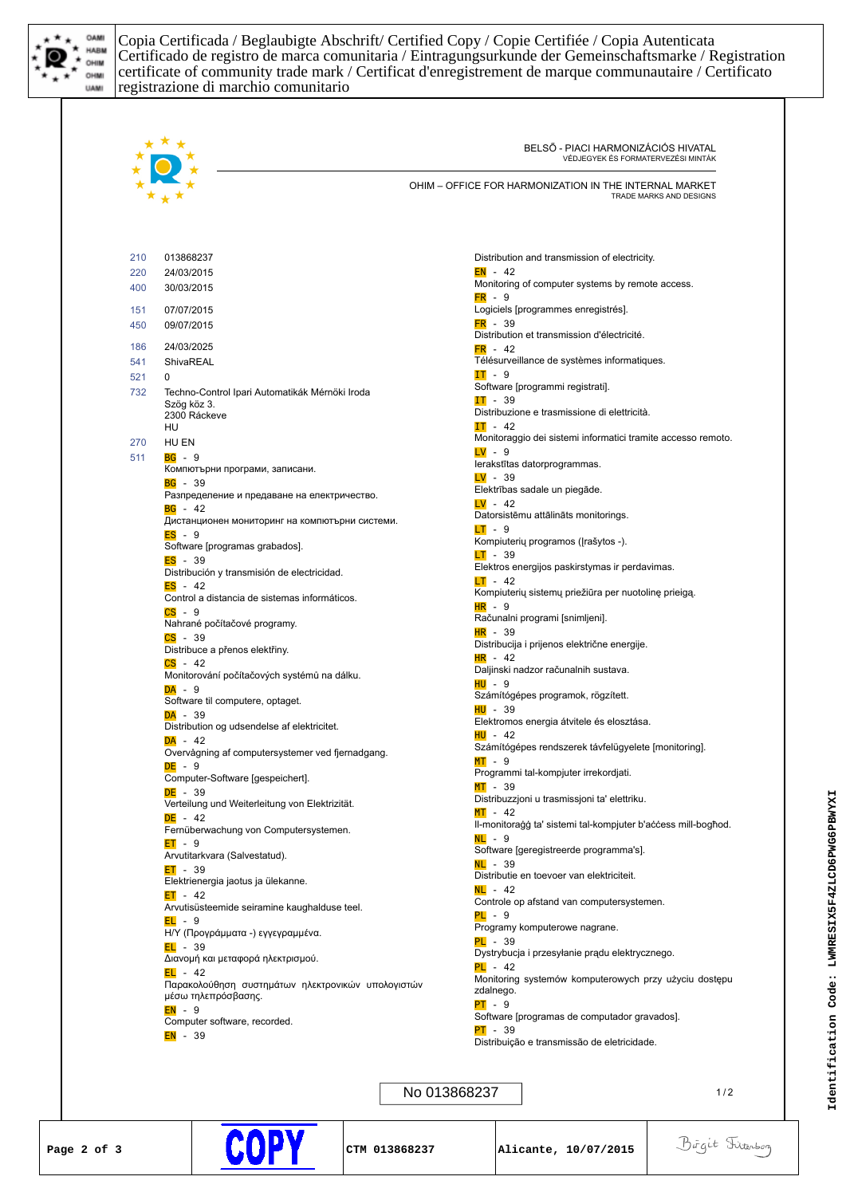Copia Certificada / Beglaubigte Abschrift/ Certified Copy / Copie Certifiée / Copia Autenticata
Certificado de registro de marca comunitaria / Eintragungsurkunde der Gemeinschaftsmarke / Registration certificate of community trade mark / Certificat d'enregistrement de marque communautaire / Certificato registrazione di marchio comunitario

BELSŐ - PIACI HARMONIZÁCIÓS HIVATAL
VÉDJEGYEK ÉS FORMATERVEZÉSI MINTÁK

OHIM – OFFICE FOR HARMONIZATION IN THE INTERNAL MARKET
TRADE MARKS AND DESIGNS

| | |
|---|---|
| 210 | 013868237 |
| 220 | 24/03/2015 |
| 400 | 30/03/2015 |
| 151 | 07/07/2015 |
| 450 | 09/07/2015 |
| 186 | 24/03/2025 |
| 541 | ShivaREAL |
| 521 | 0 |
| 732 | Techno-Control Ipari Automatikák Mérnöki Iroda<br>Szög köz 3.<br>2300 Ráckeve<br>HU |
| 270 | HU EN |

511

BG - 9
Компютърни програми, записани.
BG - 39
Разпределение и предаване на електричество.
BG - 42
Дистанционен мониторинг на компютърни системи.
ES - 9
Software [programas grabados].
ES - 39
Distribución y transmisión de electricidad.
ES - 42
Control a distancia de sistemas informáticos.
CS - 9
Nahrané počítačové programy.
CS - 39
Distribuce a přenos elektřiny.
CS - 42
Monitorování počítačových systémů na dálku.
DA - 9
Software til computere, optaget.
DA - 39
Distribution og udsendelse af elektricitet.
DA - 42
Overvågning af computersystemer ved fjernadgang.
DE - 9
Computer-Software [gespeichert].
DE - 39
Verteilung und Weiterleitung von Elektrizität.
DE - 42
Fernüberwachung von Computersystemen.
ET - 9
Arvutitarkvara (Salvestatud).
ET - 39
Elektrienergia jaotus ja ülekanne.
ET - 42
Arvutisüsteemide seiramine kaughalduse teel.
EL - 9
Η/Υ (Προγράμματα -) εγγεγραμμένα.
EL - 39
Διανομή και μεταφορά ηλεκτρισμού.
EL - 42
Παρακολούθηση συστημάτων ηλεκτρονικών υπολογιστών μέσω τηλεπρόσβασης.
EN - 9
Computer software, recorded.
EN - 39
Distribution and transmission of electricity.
EN - 42
Monitoring of computer systems by remote access.
FR - 9
Logiciels [programmes enregistrés].
FR - 39
Distribution et transmission d'électricité.
FR - 42
Télésurveillance de systèmes informatiques.
IT - 9
Software [programmi registrati].
IT - 39
Distribuzione e trasmissione di elettricità.
IT - 42
Monitoraggio dei sistemi informatici tramite accesso remoto.
LV - 9
Ierakstītas datorprogrammas.
LV - 39
Elektrības sadale un piegāde.
LV - 42
Datorsistēmu attālināts monitorings.
LT - 9
Kompiuterių programos (įrašytos -).
LT - 39
Elektros energijos paskirstymas ir perdavimas.
LT - 42
Kompiuterių sistemų priežiūra per nuotolinę prieigą.
HR - 9
Računalni programi [snimljeni].
HR - 39
Distribucija i prijenos električne energije.
HR - 42
Daljinski nadzor računalnih sustava.
HU - 9
Számítógépes programok, rögzített.
HU - 39
Elektromos energia átvitele és elosztása.
HU - 42
Számítógépes rendszerek távfelügyelete [monitoring].
MT - 9
Programmi tal-kompjuter irrekordjati.
MT - 39
Distribuzzjoni u trasmissjoni ta' elettriku.
MT - 42
Il-monitoraġġ ta' sistemi tal-kompjuter b'aċċess mill-bogħod.
NL - 9
Software [geregistreerde programma's].
NL - 39
Distributie en toevoer van elektriciteit.
NL - 42
Controle op afstand van computersystemen.
PL - 9
Programy komputerowe nagrane.
PL - 39
Dystrybucja i przesyłanie prądu elektrycznego.
PL - 42
Monitoring systemów komputerowych przy użyciu dostępu zdalnego.
PT - 9
Software [programas de computador gravados].
PT - 39
Distribuição e transmissão de eletricidade.

No 013868237

1/2

| | | | | |
|---|---|---|---|---|
| Page 2 of 3 | COPY | CTM 013868237 | Alicante, 10/07/2015 | Birgit Filtenborg |

Identification Code: LWMRESIX5F4ZLCD6PWG6PBWYXI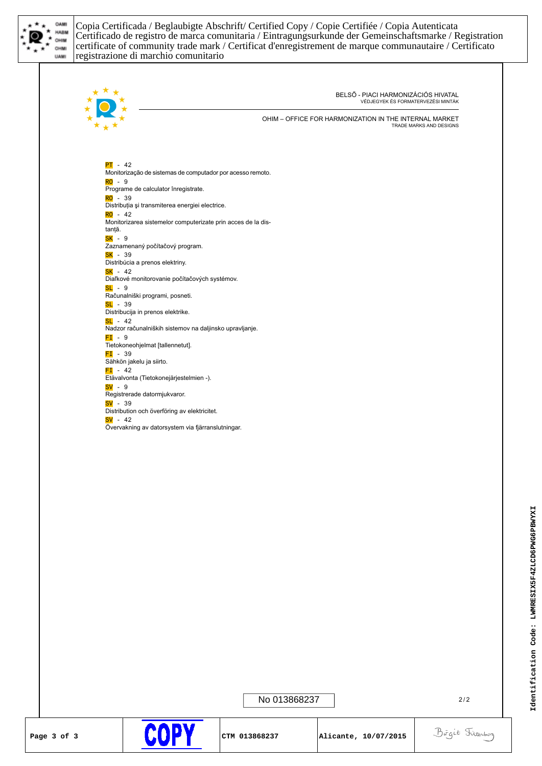Copia Certificada / Beglaubigte Abschrift/ Certified Copy / Copie Certifiée / Copia Autenticata
Certificado de registro de marca comunitaria / Eintragungsurkunde der Gemeinschaftsmarke / Registration certificate of community trade mark / Certificat d'enregistrement de marque communautaire / Certificato registrazione di marchio comunitario

BELSŐ - PIACI HARMONIZÁCIÓS HIVATAL
VÉDJEGYEK ÉS FORMATERVEZÉSI MINTÁK

OHIM – OFFICE FOR HARMONIZATION IN THE INTERNAL MARKET
TRADE MARKS AND DESIGNS

PT - 42
Monitorização de sistemas de computador por acesso remoto.
RO - 9
Programe de calculator înregistrate.
RO - 39
Distribuția și transmiterea energiei electrice.
RO - 42
Monitorizarea sistemelor computerizate prin acces de la distanță.
SK - 9
Zaznamenaný počítačový program.
SK - 39
Distribúcia a prenos elektriny.
SK - 42
Diaľkové monitorovanie počítačových systémov.
SL - 9
Računalniški programi, posneti.
SL - 39
Distribucija in prenos elektrike.
SL - 42
Nadzor računalniških sistemov na daljinsko upravljanje.
FI - 9
Tietokoneohjelmat [tallennetut].
FI - 39
Sähkön jakelu ja siirto.
FI - 42
Etävalvonta (Tietokonejärjestelmien -).
SV - 9
Registrerade datormjukvaror.
SV - 39
Distribution och överföring av elektricitet.
SV - 42
Övervakning av datorsystem via fjärranslutningar.

No 013868237

| | | | | |
|---|---|---|---|---|
| Page 3 of 3 | COPY | CTM 013868237 | Alicante, 10/07/2015 | Birgit Filtenborg |

Identification Code: LWMRESIX5F4ZLCD6PWG6PBWYXI